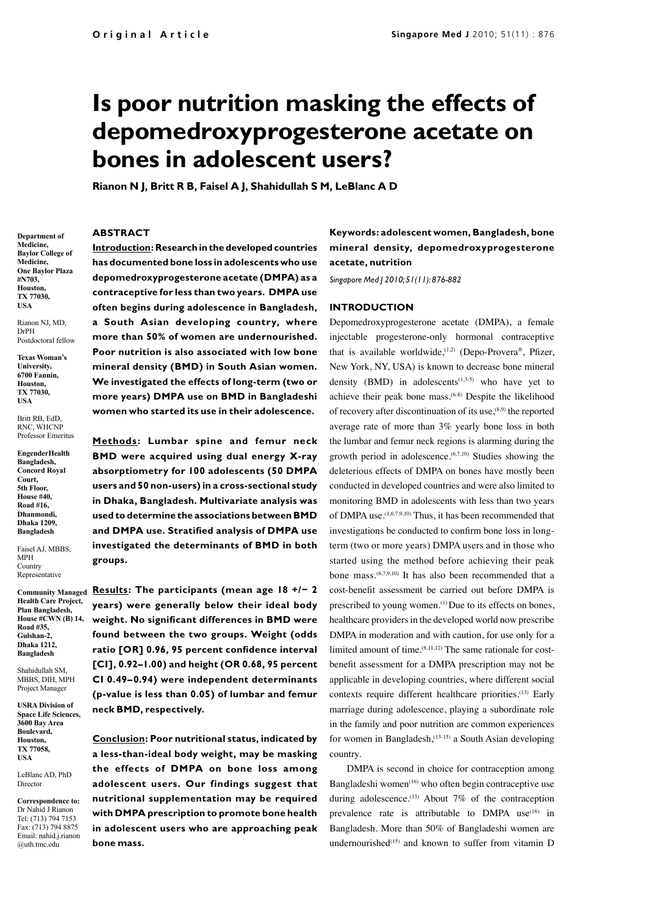Original Article

# Is poor nutrition masking the effects of depomedroxyprogesterone acetate on bones in adolescent users?

**Rianon N J, Britt R B, Faisel A J, Shahidullah S M, LeBlanc A D**

**Department of Medicine, Baylor College of Medicine, One Baylor Plaza #N703, Houston, TX 77030, USA**

Rianon NJ, MD, DrPH
Postdoctoral fellow

**Texas Woman's University, 6700 Fannin, Houston, TX 77030, USA**

Britt RB, EdD, RNC, WHCNP
Professor Emeritus

**EngenderHealth Bangladesh, Concord Royal Court, 5th Floor, House #40, Road #16, Dhanmondi, Dhaka 1209, Bangladesh**

Faisel AJ, MBBS, MPH
Country Representative

**Community Managed Health Care Project, Plan Bangladesh, House #CWN (B) 14, Road #35, Gulshan-2, Dhaka 1212, Bangladesh**

Shahidullah SM, MBBS, DIH, MPH
Project Manager

**USRA Division of Space Life Sciences, 3600 Bay Area Boulevard, Houston, TX 77058, USA**

LeBlanc AD, PhD
Director

**Correspondence to:** Dr Nahid J Rianon
Tel: (713) 794 7153
Fax: (713) 794 8875
Email: nahid.j.rianon@uth.tmc.edu

## ABSTRACT

**Introduction: Research in the developed countries has documented bone loss in adolescents who use depomedroxyprogesterone acetate (DMPA) as a contraceptive for less than two years. DMPA use often begins during adolescence in Bangladesh, a South Asian developing country, where more than 50% of women are undernourished. Poor nutrition is also associated with low bone mineral density (BMD) in South Asian women. We investigated the effects of long-term (two or more years) DMPA use on BMD in Bangladeshi women who started its use in their adolescence.**

**Methods: Lumbar spine and femur neck BMD were acquired using dual energy X-ray absorptiometry for 100 adolescents (50 DMPA users and 50 non-users) in a cross-sectional study in Dhaka, Bangladesh. Multivariate analysis was used to determine the associations between BMD and DMPA use. Stratified analysis of DMPA use investigated the determinants of BMD in both groups.**

**Results: The participants (mean age 18 +/− 2 years) were generally below their ideal body weight. No significant differences in BMD were found between the two groups. Weight (odds ratio [OR] 0.96, 95 percent confidence interval [CI], 0.92–1.00) and height (OR 0.68, 95 percent CI 0.49–0.94) were independent determinants (p-value is less than 0.05) of lumbar and femur neck BMD, respectively.**

**Conclusion: Poor nutritional status, indicated by a less-than-ideal body weight, may be masking the effects of DMPA on bone loss among adolescent users. Our findings suggest that nutritional supplementation may be required with DMPA prescription to promote bone health in adolescent users who are approaching peak bone mass.**

**Keywords: adolescent women, Bangladesh, bone mineral density, depomedroxyprogesterone acetate, nutrition**

*Singapore Med J 2010; 51(11): 876-882*

## INTRODUCTION

Depomedroxyprogesterone acetate (DMPA), a female injectable progesterone-only hormonal contraceptive that is available worldwide,[1,2] (Depo-Provera®, Pfizer, New York, NY, USA) is known to decrease bone mineral density (BMD) in adolescents[1,3-5] who have yet to achieve their peak bone mass.[6-8] Despite the likelihood of recovery after discontinuation of its use,[8,9] the reported average rate of more than 3% yearly bone loss in both the lumbar and femur neck regions is alarming during the growth period in adolescence.[6,7,10] Studies showing the deleterious effects of DMPA on bones have mostly been conducted in developed countries and were also limited to monitoring BMD in adolescents with less than two years of DMPA use.[1,6,7,9,10] Thus, it has been recommended that investigations be conducted to confirm bone loss in long-term (two or more years) DMPA users and in those who started using the method before achieving their peak bone mass.[6,7,9,10] It has also been recommended that a cost-benefit assessment be carried out before DMPA is prescribed to young women.[1] Due to its effects on bones, healthcare providers in the developed world now prescribe DMPA in moderation and with caution, for use only for a limited amount of time.[8,11,12] The same rationale for cost-benefit assessment for a DMPA prescription may not be applicable in developing countries, where different social contexts require different healthcare priorities.[13] Early marriage during adolescence, playing a subordinate role in the family and poor nutrition are common experiences for women in Bangladesh,[13-15] a South Asian developing country.

DMPA is second in choice for contraception among Bangladeshi women[16] who often begin contraceptive use during adolescence.[13] About 7% of the contraception prevalence rate is attributable to DMPA use[16] in Bangladesh. More than 50% of Bangladeshi women are undernourished[15] and known to suffer from vitamin D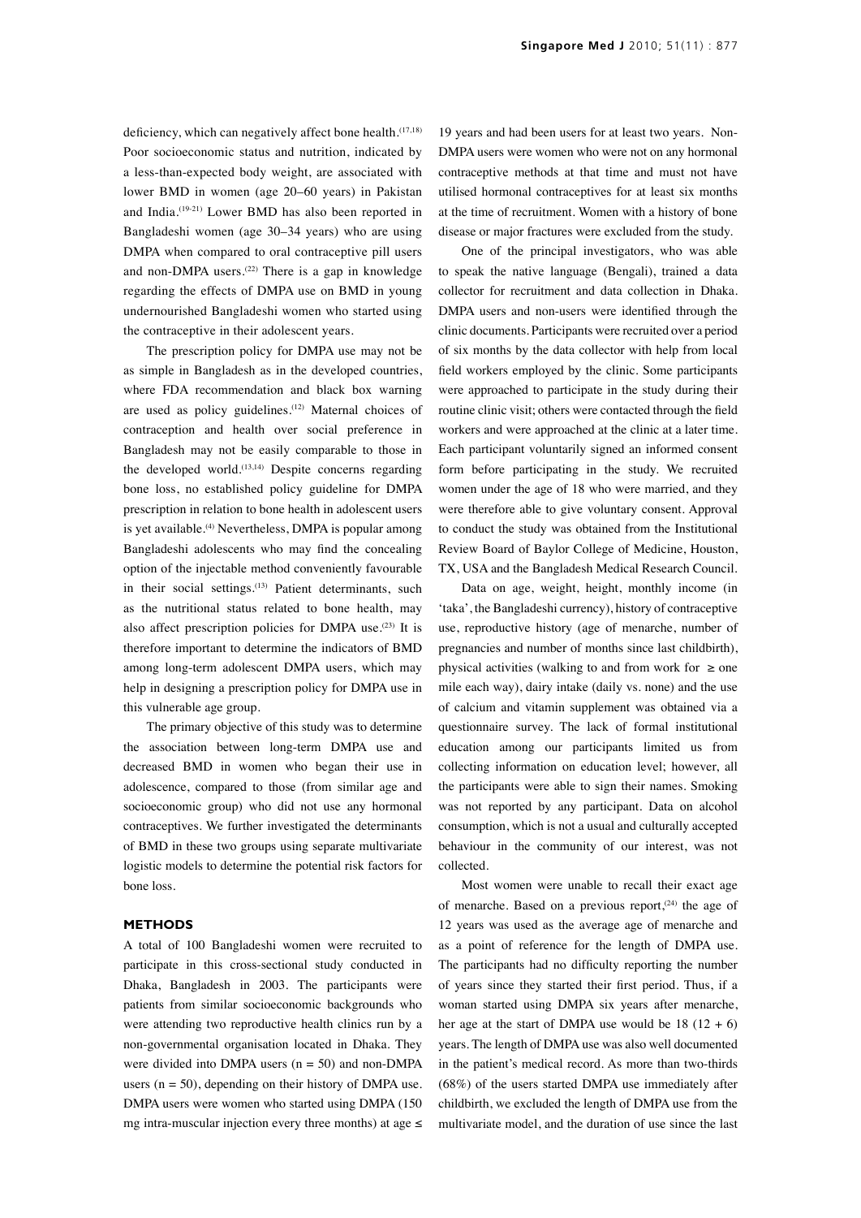deficiency, which can negatively affect bone health.[17,18] Poor socioeconomic status and nutrition, indicated by a less-than-expected body weight, are associated with lower BMD in women (age 20–60 years) in Pakistan and India.[19-21] Lower BMD has also been reported in Bangladeshi women (age 30–34 years) who are using DMPA when compared to oral contraceptive pill users and non-DMPA users.[22] There is a gap in knowledge regarding the effects of DMPA use on BMD in young undernourished Bangladeshi women who started using the contraceptive in their adolescent years.

The prescription policy for DMPA use may not be as simple in Bangladesh as in the developed countries, where FDA recommendation and black box warning are used as policy guidelines.[12] Maternal choices of contraception and health over social preference in Bangladesh may not be easily comparable to those in the developed world.[13,14] Despite concerns regarding bone loss, no established policy guideline for DMPA prescription in relation to bone health in adolescent users is yet available.[4] Nevertheless, DMPA is popular among Bangladeshi adolescents who may find the concealing option of the injectable method conveniently favourable in their social settings.[13] Patient determinants, such as the nutritional status related to bone health, may also affect prescription policies for DMPA use.[23] It is therefore important to determine the indicators of BMD among long-term adolescent DMPA users, which may help in designing a prescription policy for DMPA use in this vulnerable age group.

The primary objective of this study was to determine the association between long-term DMPA use and decreased BMD in women who began their use in adolescence, compared to those (from similar age and socioeconomic group) who did not use any hormonal contraceptives. We further investigated the determinants of BMD in these two groups using separate multivariate logistic models to determine the potential risk factors for bone loss.

## METHODS

A total of 100 Bangladeshi women were recruited to participate in this cross-sectional study conducted in Dhaka, Bangladesh in 2003. The participants were patients from similar socioeconomic backgrounds who were attending two reproductive health clinics run by a non-governmental organisation located in Dhaka. They were divided into DMPA users ($n = 50$) and non-DMPA users ($n = 50$), depending on their history of DMPA use. DMPA users were women who started using DMPA (150 mg intra-muscular injection every three months) at age $\leq$ 19 years and had been users for at least two years. Non-DMPA users were women who were not on any hormonal contraceptive methods at that time and must not have utilised hormonal contraceptives for at least six months at the time of recruitment. Women with a history of bone disease or major fractures were excluded from the study.

One of the principal investigators, who was able to speak the native language (Bengali), trained a data collector for recruitment and data collection in Dhaka. DMPA users and non-users were identified through the clinic documents. Participants were recruited over a period of six months by the data collector with help from local field workers employed by the clinic. Some participants were approached to participate in the study during their routine clinic visit; others were contacted through the field workers and were approached at the clinic at a later time. Each participant voluntarily signed an informed consent form before participating in the study. We recruited women under the age of 18 who were married, and they were therefore able to give voluntary consent. Approval to conduct the study was obtained from the Institutional Review Board of Baylor College of Medicine, Houston, TX, USA and the Bangladesh Medical Research Council.

Data on age, weight, height, monthly income (in 'taka', the Bangladeshi currency), history of contraceptive use, reproductive history (age of menarche, number of pregnancies and number of months since last childbirth), physical activities (walking to and from work for $\geq$ one mile each way), dairy intake (daily vs. none) and the use of calcium and vitamin supplement was obtained via a questionnaire survey. The lack of formal institutional education among our participants limited us from collecting information on education level; however, all the participants were able to sign their names. Smoking was not reported by any participant. Data on alcohol consumption, which is not a usual and culturally accepted behaviour in the community of our interest, was not collected.

Most women were unable to recall their exact age of menarche. Based on a previous report,[24] the age of 12 years was used as the average age of menarche and as a point of reference for the length of DMPA use. The participants had no difficulty reporting the number of years since they started their first period. Thus, if a woman started using DMPA six years after menarche, her age at the start of DMPA use would be 18 ($12 + 6$) years. The length of DMPA use was also well documented in the patient's medical record. As more than two-thirds (68%) of the users started DMPA use immediately after childbirth, we excluded the length of DMPA use from the multivariate model, and the duration of use since the last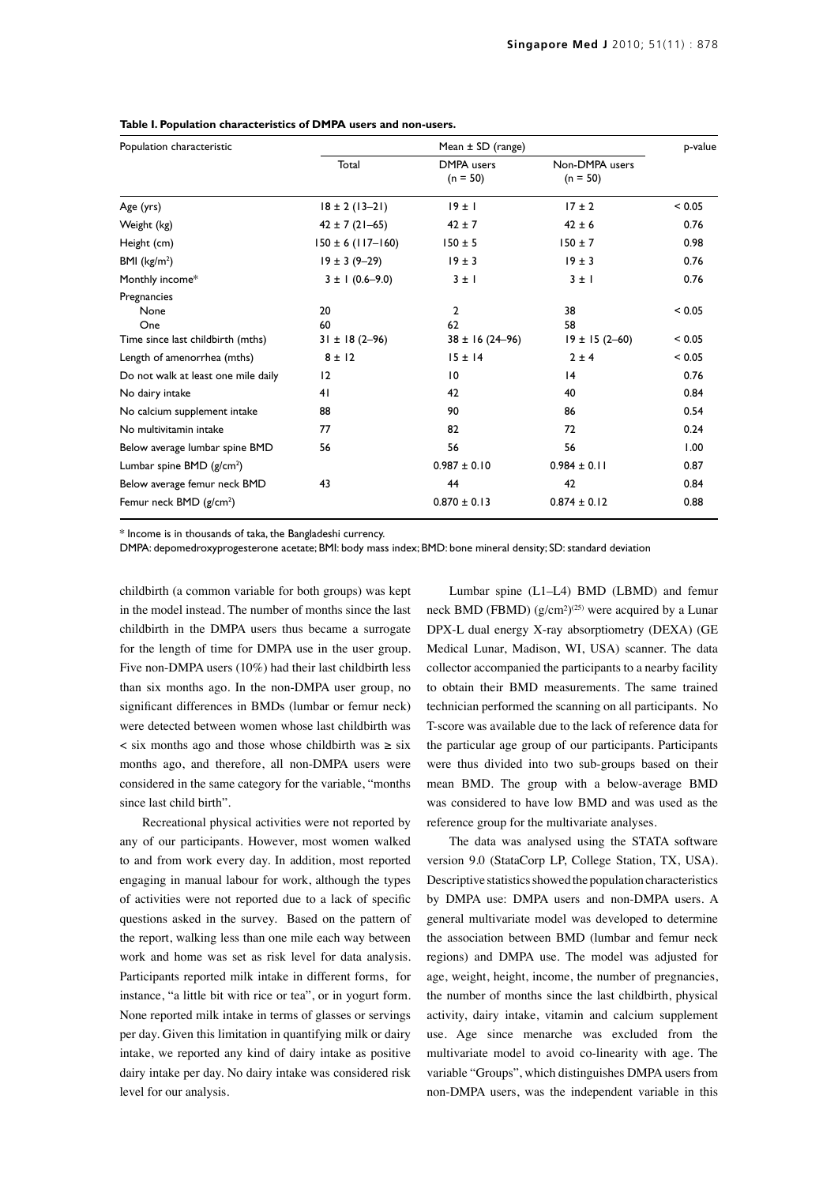**Table I. Population characteristics of DMPA users and non-users.**

| Population characteristic | Mean ± SD (range) | | | p-value |
|---|---|---|---|---|
| | Total | DMPA users (n = 50) | Non-DMPA users (n = 50) | |
| Age (yrs) | 18 ± 2 (13–21) | 19 ± 1 | 17 ± 2 | < 0.05 |
| Weight (kg) | 42 ± 7 (21–65) | 42 ± 7 | 42 ± 6 | 0.76 |
| Height (cm) | 150 ± 6 (117–160) | 150 ± 5 | 150 ± 7 | 0.98 |
| BMI (kg/m$^2$) | 19 ± 3 (9–29) | 19 ± 3 | 19 ± 3 | 0.76 |
| Monthly income* | 3 ± 1 (0.6–9.0) | 3 ± 1 | 3 ± 1 | 0.76 |
| Pregnancies | | | | |
| None | 20 | 2 | 38 | < 0.05 |
| One | 60 | 62 | 58 | |
| Time since last childbirth (mths) | 31 ± 18 (2–96) | 38 ± 16 (24–96) | 19 ± 15 (2–60) | < 0.05 |
| Length of amenorrhea (mths) | 8 ± 12 | 15 ± 14 | 2 ± 4 | < 0.05 |
| Do not walk at least one mile daily | 12 | 10 | 14 | 0.76 |
| No dairy intake | 41 | 42 | 40 | 0.84 |
| No calcium supplement intake | 88 | 90 | 86 | 0.54 |
| No multivitamin intake | 77 | 82 | 72 | 0.24 |
| Below average lumbar spine BMD | 56 | 56 | 56 | 1.00 |
| Lumbar spine BMD (g/cm$^2$) | | 0.987 ± 0.10 | 0.984 ± 0.11 | 0.87 |
| Below average femur neck BMD | 43 | 44 | 42 | 0.84 |
| Femur neck BMD (g/cm$^2$) | | 0.870 ± 0.13 | 0.874 ± 0.12 | 0.88 |

\* Income is in thousands of taka, the Bangladeshi currency.

DMPA: depomedroxyprogesterone acetate; BMI: body mass index; BMD: bone mineral density; SD: standard deviation

childbirth (a common variable for both groups) was kept in the model instead. The number of months since the last childbirth in the DMPA users thus became a surrogate for the length of time for DMPA use in the user group. Five non-DMPA users (10%) had their last childbirth less than six months ago. In the non-DMPA user group, no significant differences in BMDs (lumbar or femur neck) were detected between women whose last childbirth was < six months ago and those whose childbirth was ≥ six months ago, and therefore, all non-DMPA users were considered in the same category for the variable, "months since last child birth".

Recreational physical activities were not reported by any of our participants. However, most women walked to and from work every day. In addition, most reported engaging in manual labour for work, although the types of activities were not reported due to a lack of specific questions asked in the survey. Based on the pattern of the report, walking less than one mile each way between work and home was set as risk level for data analysis. Participants reported milk intake in different forms, for instance, "a little bit with rice or tea", or in yogurt form. None reported milk intake in terms of glasses or servings per day. Given this limitation in quantifying milk or dairy intake, we reported any kind of dairy intake as positive dairy intake per day. No dairy intake was considered risk level for our analysis.

Lumbar spine (L1–L4) BMD (LBMD) and femur neck BMD (FBMD) (g/cm$^2$)[25] were acquired by a Lunar DPX-L dual energy X-ray absorptiometry (DEXA) (GE Medical Lunar, Madison, WI, USA) scanner. The data collector accompanied the participants to a nearby facility to obtain their BMD measurements. The same trained technician performed the scanning on all participants. No T-score was available due to the lack of reference data for the particular age group of our participants. Participants were thus divided into two sub-groups based on their mean BMD. The group with a below-average BMD was considered to have low BMD and was used as the reference group for the multivariate analyses.

The data was analysed using the STATA software version 9.0 (StataCorp LP, College Station, TX, USA). Descriptive statistics showed the population characteristics by DMPA use: DMPA users and non-DMPA users. A general multivariate model was developed to determine the association between BMD (lumbar and femur neck regions) and DMPA use. The model was adjusted for age, weight, height, income, the number of pregnancies, the number of months since the last childbirth, physical activity, dairy intake, vitamin and calcium supplement use. Age since menarche was excluded from the multivariate model to avoid co-linearity with age. The variable "Groups", which distinguishes DMPA users from non-DMPA users, was the independent variable in this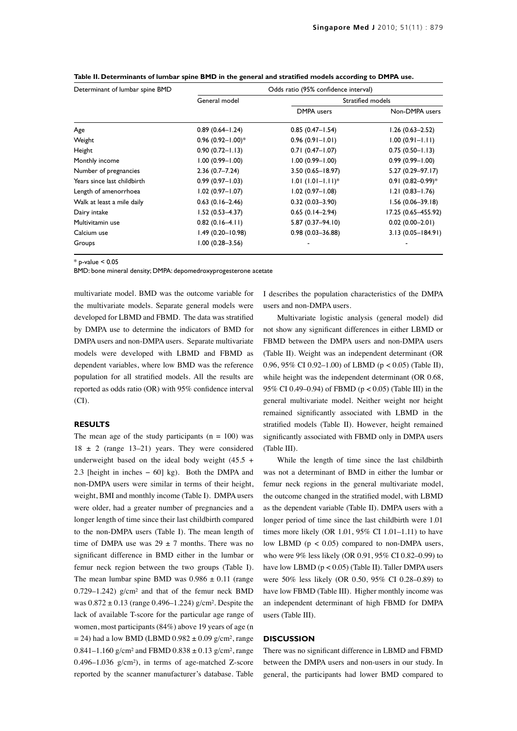**Table II. Determinants of lumbar spine BMD in the general and stratified models according to DMPA use.**

| Determinant of lumbar spine BMD | Odds ratio (95% confidence interval) | | |
|---|---|---|---|
| | General model | Stratified models | |
| | | DMPA users | Non-DMPA users |
| Age | 0.89 (0.64–1.24) | 0.85 (0.47–1.54) | 1.26 (0.63–2.52) |
| Weight | 0.96 (0.92–1.00)* | 0.96 (0.91–1.01) | 1.00 (0.91–1.11) |
| Height | 0.90 (0.72–1.13) | 0.71 (0.47–1.07) | 0.75 (0.50–1.13) |
| Monthly income | 1.00 (0.99–1.00) | 1.00 (0.99–1.00) | 0.99 (0.99–1.00) |
| Number of pregnancies | 2.36 (0.7–7.24) | 3.50 (0.65–18.97) | 5.27 (0.29–97.17) |
| Years since last childbirth | 0.99 (0.97–1.03) | 1.01 (1.01–1.11)* | 0.91 (0.82–0.99)* |
| Length of amenorrhoea | 1.02 (0.97–1.07) | 1.02 (0.97–1.08) | 1.21 (0.83–1.76) |
| Walk at least a mile daily | 0.63 (0.16–2.46) | 0.32 (0.03–3.90) | 1.56 (0.06–39.18) |
| Dairy intake | 1.52 (0.53–4.37) | 0.65 (0.14–2.94) | 17.25 (0.65–455.92) |
| Multivitamin use | 0.82 (0.16–4.11) | 5.87 (0.37–94.10) | 0.02 (0.00–2.01) |
| Calcium use | 1.49 (0.20–10.98) | 0.98 (0.03–36.88) | 3.13 (0.05–184.91) |
| Groups | 1.00 (0.28–3.56) | - | - |

* p-value < 0.05

BMD: bone mineral density; DMPA: depomedroxyprogesterone acetate

multivariate model. BMD was the outcome variable for the multivariate models. Separate general models were developed for LBMD and FBMD. The data was stratified by DMPA use to determine the indicators of BMD for DMPA users and non-DMPA users. Separate multivariate models were developed with LBMD and FBMD as dependent variables, where low BMD was the reference population for all stratified models. All the results are reported as odds ratio (OR) with 95% confidence interval (CI).

## RESULTS

The mean age of the study participants ($n = 100$) was $18 \pm 2$ (range 13–21) years. They were considered underweight based on the ideal body weight (45.5 + 2.3 [height in inches – 60] kg). Both the DMPA and non-DMPA users were similar in terms of their height, weight, BMI and monthly income (Table I). DMPA users were older, had a greater number of pregnancies and a longer length of time since their last childbirth compared to the non-DMPA users (Table I). The mean length of time of DMPA use was $29 \pm 7$ months. There was no significant difference in BMD either in the lumbar or femur neck region between the two groups (Table I). The mean lumbar spine BMD was $0.986 \pm 0.11$ (range 0.729–1.242) $g/cm^2$ and that of the femur neck BMD was $0.872 \pm 0.13$ (range 0.496–1.224) $g/cm^2$. Despite the lack of available T-score for the particular age range of women, most participants (84%) above 19 years of age ($n = 24$) had a low BMD (LBMD $0.982 \pm 0.09$ $g/cm^2$, range 0.841–1.160 $g/cm^2$ and FBMD $0.838 \pm 0.13$ $g/cm^2$, range 0.496–1.036 $g/cm^2$), in terms of age-matched Z-score reported by the scanner manufacturer's database. Table I describes the population characteristics of the DMPA users and non-DMPA users.

Multivariate logistic analysis (general model) did not show any significant differences in either LBMD or FBMD between the DMPA users and non-DMPA users (Table II). Weight was an independent determinant (OR 0.96, 95% CI 0.92–1.00) of LBMD ($p < 0.05$) (Table II), while height was the independent determinant (OR 0.68, 95% CI 0.49–0.94) of FBMD ($p < 0.05$) (Table III) in the general multivariate model. Neither weight nor height remained significantly associated with LBMD in the stratified models (Table II). However, height remained significantly associated with FBMD only in DMPA users (Table III).

While the length of time since the last childbirth was not a determinant of BMD in either the lumbar or femur neck regions in the general multivariate model, the outcome changed in the stratified model, with LBMD as the dependent variable (Table II). DMPA users with a longer period of time since the last childbirth were 1.01 times more likely (OR 1.01, 95% CI 1.01–1.11) to have low LBMD ($p < 0.05$) compared to non-DMPA users, who were 9% less likely (OR 0.91, 95% CI 0.82–0.99) to have low LBMD ($p < 0.05$) (Table II). Taller DMPA users were 50% less likely (OR 0.50, 95% CI 0.28–0.89) to have low FBMD (Table III). Higher monthly income was an independent determinant of high FBMD for DMPA users (Table III).

## DISCUSSION

There was no significant difference in LBMD and FBMD between the DMPA users and non-users in our study. In general, the participants had lower BMD compared to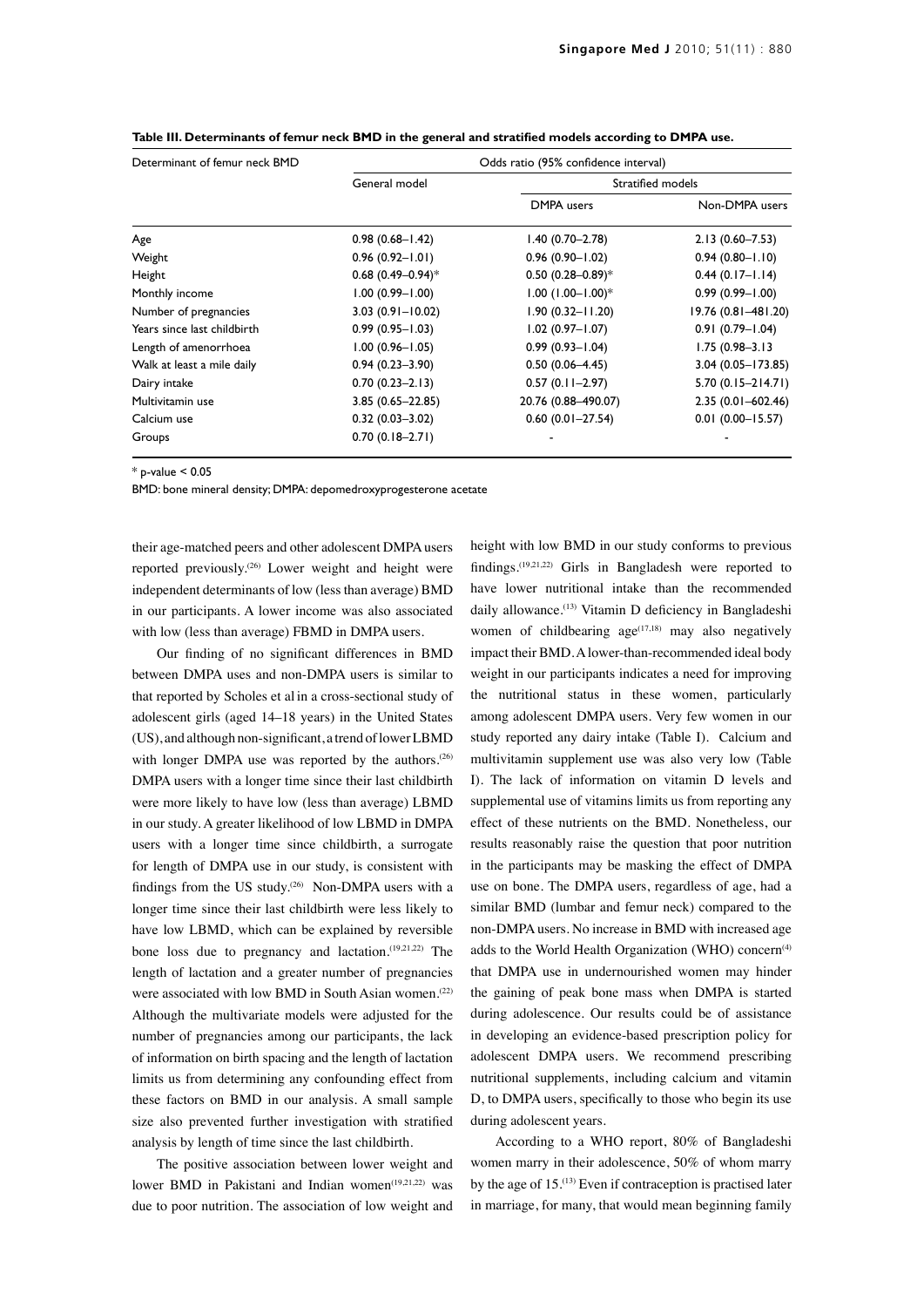**Table III. Determinants of femur neck BMD in the general and stratified models according to DMPA use.**

| Determinant of femur neck BMD | Odds ratio (95% confidence interval) | | |
|---|---|---|---|
| | General model | Stratified models | |
| | | DMPA users | Non-DMPA users |
| Age | 0.98 (0.68–1.42) | 1.40 (0.70–2.78) | 2.13 (0.60–7.53) |
| Weight | 0.96 (0.92–1.01) | 0.96 (0.90–1.02) | 0.94 (0.80–1.10) |
| Height | 0.68 (0.49–0.94)* | 0.50 (0.28–0.89)* | 0.44 (0.17–1.14) |
| Monthly income | 1.00 (0.99–1.00) | 1.00 (1.00–1.00)* | 0.99 (0.99–1.00) |
| Number of pregnancies | 3.03 (0.91–10.02) | 1.90 (0.32–11.20) | 19.76 (0.81–481.20) |
| Years since last childbirth | 0.99 (0.95–1.03) | 1.02 (0.97–1.07) | 0.91 (0.79–1.04) |
| Length of amenorrhoea | 1.00 (0.96–1.05) | 0.99 (0.93–1.04) | 1.75 (0.98–3.13 |
| Walk at least a mile daily | 0.94 (0.23–3.90) | 0.50 (0.06–4.45) | 3.04 (0.05–173.85) |
| Dairy intake | 0.70 (0.23–2.13) | 0.57 (0.11–2.97) | 5.70 (0.15–214.71) |
| Multivitamin use | 3.85 (0.65–22.85) | 20.76 (0.88–490.07) | 2.35 (0.01–602.46) |
| Calcium use | 0.32 (0.03–3.02) | 0.60 (0.01–27.54) | 0.01 (0.00–15.57) |
| Groups | 0.70 (0.18–2.71) | - | - |

* p-value < 0.05

BMD: bone mineral density; DMPA: depomedroxyprogesterone acetate

their age-matched peers and other adolescent DMPA users reported previously.[26] Lower weight and height were independent determinants of low (less than average) BMD in our participants. A lower income was also associated with low (less than average) FBMD in DMPA users.

Our finding of no significant differences in BMD between DMPA uses and non-DMPA users is similar to that reported by Scholes et al in a cross-sectional study of adolescent girls (aged 14–18 years) in the United States (US), and although non-significant, a trend of lower LBMD with longer DMPA use was reported by the authors.[26] DMPA users with a longer time since their last childbirth were more likely to have low (less than average) LBMD in our study. A greater likelihood of low LBMD in DMPA users with a longer time since childbirth, a surrogate for length of DMPA use in our study, is consistent with findings from the US study.[26] Non-DMPA users with a longer time since their last childbirth were less likely to have low LBMD, which can be explained by reversible bone loss due to pregnancy and lactation.[19,21,22] The length of lactation and a greater number of pregnancies were associated with low BMD in South Asian women.[22] Although the multivariate models were adjusted for the number of pregnancies among our participants, the lack of information on birth spacing and the length of lactation limits us from determining any confounding effect from these factors on BMD in our analysis. A small sample size also prevented further investigation with stratified analysis by length of time since the last childbirth.

The positive association between lower weight and lower BMD in Pakistani and Indian women[19,21,22] was due to poor nutrition. The association of low weight and height with low BMD in our study conforms to previous findings.[19,21,22] Girls in Bangladesh were reported to have lower nutritional intake than the recommended daily allowance.[13] Vitamin D deficiency in Bangladeshi women of childbearing age[17,18] may also negatively impact their BMD. A lower-than-recommended ideal body weight in our participants indicates a need for improving the nutritional status in these women, particularly among adolescent DMPA users. Very few women in our study reported any dairy intake (Table I). Calcium and multivitamin supplement use was also very low (Table I). The lack of information on vitamin D levels and supplemental use of vitamins limits us from reporting any effect of these nutrients on the BMD. Nonetheless, our results reasonably raise the question that poor nutrition in the participants may be masking the effect of DMPA use on bone. The DMPA users, regardless of age, had a similar BMD (lumbar and femur neck) compared to the non-DMPA users. No increase in BMD with increased age adds to the World Health Organization (WHO) concern[4] that DMPA use in undernourished women may hinder the gaining of peak bone mass when DMPA is started during adolescence. Our results could be of assistance in developing an evidence-based prescription policy for adolescent DMPA users. We recommend prescribing nutritional supplements, including calcium and vitamin D, to DMPA users, specifically to those who begin its use during adolescent years.

According to a WHO report, 80% of Bangladeshi women marry in their adolescence, 50% of whom marry by the age of 15.[13] Even if contraception is practised later in marriage, for many, that would mean beginning family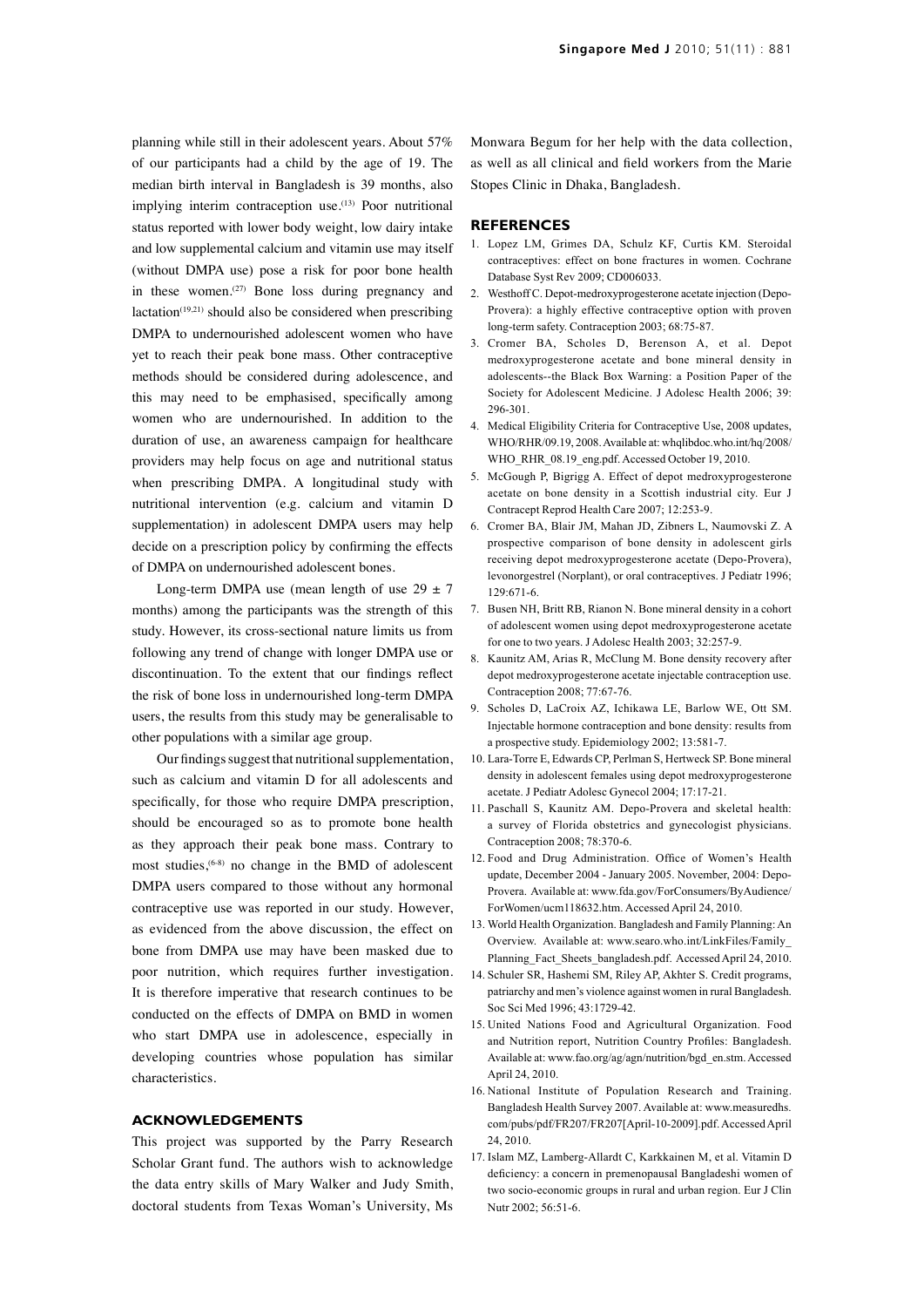planning while still in their adolescent years. About 57% of our participants had a child by the age of 19. The median birth interval in Bangladesh is 39 months, also implying interim contraception use.[13] Poor nutritional status reported with lower body weight, low dairy intake and low supplemental calcium and vitamin use may itself (without DMPA use) pose a risk for poor bone health in these women.[27] Bone loss during pregnancy and lactation[19,21] should also be considered when prescribing DMPA to undernourished adolescent women who have yet to reach their peak bone mass. Other contraceptive methods should be considered during adolescence, and this may need to be emphasised, specifically among women who are undernourished. In addition to the duration of use, an awareness campaign for healthcare providers may help focus on age and nutritional status when prescribing DMPA. A longitudinal study with nutritional intervention (e.g. calcium and vitamin D supplementation) in adolescent DMPA users may help decide on a prescription policy by confirming the effects of DMPA on undernourished adolescent bones.

Long-term DMPA use (mean length of use $29 \pm 7$ months) among the participants was the strength of this study. However, its cross-sectional nature limits us from following any trend of change with longer DMPA use or discontinuation. To the extent that our findings reflect the risk of bone loss in undernourished long-term DMPA users, the results from this study may be generalisable to other populations with a similar age group.

Our findings suggest that nutritional supplementation, such as calcium and vitamin D for all adolescents and specifically, for those who require DMPA prescription, should be encouraged so as to promote bone health as they approach their peak bone mass. Contrary to most studies,[6-8] no change in the BMD of adolescent DMPA users compared to those without any hormonal contraceptive use was reported in our study. However, as evidenced from the above discussion, the effect on bone from DMPA use may have been masked due to poor nutrition, which requires further investigation. It is therefore imperative that research continues to be conducted on the effects of DMPA on BMD in women who start DMPA use in adolescence, especially in developing countries whose population has similar characteristics.

## ACKNOWLEDGEMENTS

This project was supported by the Parry Research Scholar Grant fund. The authors wish to acknowledge the data entry skills of Mary Walker and Judy Smith, doctoral students from Texas Woman's University, Ms Monwara Begum for her help with the data collection, as well as all clinical and field workers from the Marie Stopes Clinic in Dhaka, Bangladesh.

## REFERENCES

1. Lopez LM, Grimes DA, Schulz KF, Curtis KM. Steroidal contraceptives: effect on bone fractures in women. Cochrane Database Syst Rev 2009; CD006033.
2. Westhoff C. Depot-medroxyprogesterone acetate injection (Depo-Provera): a highly effective contraceptive option with proven long-term safety. Contraception 2003; 68:75-87.
3. Cromer BA, Scholes D, Berenson A, et al. Depot medroxyprogesterone acetate and bone mineral density in adolescents--the Black Box Warning: a Position Paper of the Society for Adolescent Medicine. J Adolesc Health 2006; 39: 296-301.
4. Medical Eligibility Criteria for Contraceptive Use, 2008 updates, WHO/RHR/09.19, 2008. Available at: whqlibdoc.who.int/hq/2008/WHO_RHR_08.19_eng.pdf. Accessed October 19, 2010.
5. McGough P, Bigrigg A. Effect of depot medroxyprogesterone acetate on bone density in a Scottish industrial city. Eur J Contracept Reprod Health Care 2007; 12:253-9.
6. Cromer BA, Blair JM, Mahan JD, Zibners L, Naumovski Z. A prospective comparison of bone density in adolescent girls receiving depot medroxyprogesterone acetate (Depo-Provera), levonorgestrel (Norplant), or oral contraceptives. J Pediatr 1996; 129:671-6.
7. Busen NH, Britt RB, Rianon N. Bone mineral density in a cohort of adolescent women using depot medroxyprogesterone acetate for one to two years. J Adolesc Health 2003; 32:257-9.
8. Kaunitz AM, Arias R, McClung M. Bone density recovery after depot medroxyprogesterone acetate injectable contraception use. Contraception 2008; 77:67-76.
9. Scholes D, LaCroix AZ, Ichikawa LE, Barlow WE, Ott SM. Injectable hormone contraception and bone density: results from a prospective study. Epidemiology 2002; 13:581-7.
10. Lara-Torre E, Edwards CP, Perlman S, Hertweck SP. Bone mineral density in adolescent females using depot medroxyprogesterone acetate. J Pediatr Adolesc Gynecol 2004; 17:17-21.
11. Paschall S, Kaunitz AM. Depo-Provera and skeletal health: a survey of Florida obstetrics and gynecologist physicians. Contraception 2008; 78:370-6.
12. Food and Drug Administration. Office of Women's Health update, December 2004 - January 2005. November, 2004: Depo-Provera. Available at: www.fda.gov/ForConsumers/ByAudience/ForWomen/ucm118632.htm. Accessed April 24, 2010.
13. World Health Organization. Bangladesh and Family Planning: An Overview. Available at: www.searo.who.int/LinkFiles/Family_Planning_Fact_Sheets_bangladesh.pdf. Accessed April 24, 2010.
14. Schuler SR, Hashemi SM, Riley AP, Akhter S. Credit programs, patriarchy and men's violence against women in rural Bangladesh. Soc Sci Med 1996; 43:1729-42.
15. United Nations Food and Agricultural Organization. Food and Nutrition report, Nutrition Country Profiles: Bangladesh. Available at: www.fao.org/ag/agn/nutrition/bgd_en.stm. Accessed April 24, 2010.
16. National Institute of Population Research and Training. Bangladesh Health Survey 2007. Available at: www.measuredhs.com/pubs/pdf/FR207/FR207[April-10-2009].pdf. Accessed April 24, 2010.
17. Islam MZ, Lamberg-Allardt C, Karkkainen M, et al. Vitamin D deficiency: a concern in premenopausal Bangladeshi women of two socio-economic groups in rural and urban region. Eur J Clin Nutr 2002; 56:51-6.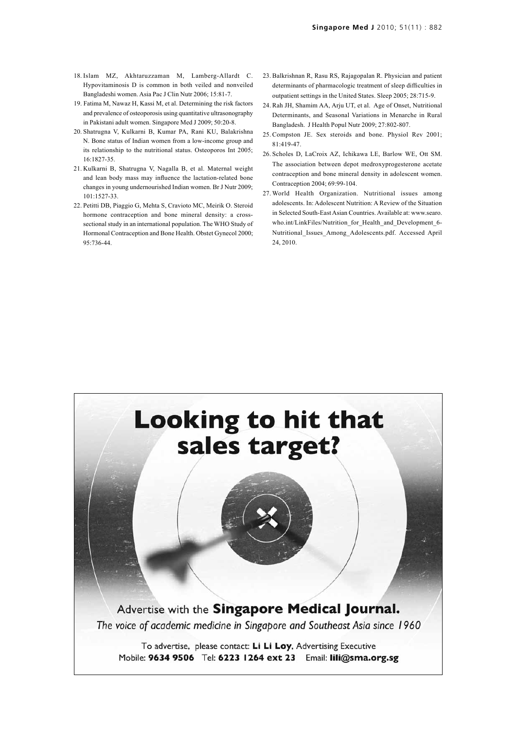18. Islam MZ, Akhtaruzzaman M, Lamberg-Allardt C. Hypovitaminosis D is common in both veiled and nonveiled Bangladeshi women. Asia Pac J Clin Nutr 2006; 15:81-7.
19. Fatima M, Nawaz H, Kassi M, et al. Determining the risk factors and prevalence of osteoporosis using quantitative ultrasonography in Pakistani adult women. Singapore Med J 2009; 50:20-8.
20. Shatrugna V, Kulkarni B, Kumar PA, Rani KU, Balakrishna N. Bone status of Indian women from a low-income group and its relationship to the nutritional status. Osteoporos Int 2005; 16:1827-35.
21. Kulkarni B, Shatrugna V, Nagalla B, et al. Maternal weight and lean body mass may influence the lactation-related bone changes in young undernourished Indian women. Br J Nutr 2009; 101:1527-33.
22. Petitti DB, Piaggio G, Mehta S, Cravioto MC, Meirik O. Steroid hormone contraception and bone mineral density: a cross-sectional study in an international population. The WHO Study of Hormonal Contraception and Bone Health. Obstet Gynecol 2000; 95:736-44.
23. Balkrishnan R, Rasu RS, Rajagopalan R. Physician and patient determinants of pharmacologic treatment of sleep difficulties in outpatient settings in the United States. Sleep 2005; 28:715-9.
24. Rah JH, Shamim AA, Arju UT, et al. Age of Onset, Nutritional Determinants, and Seasonal Variations in Menarche in Rural Bangladesh. J Health Popul Nutr 2009; 27:802-807.
25. Compston JE. Sex steroids and bone. Physiol Rev 2001; 81:419-47.
26. Scholes D, LaCroix AZ, Ichikawa LE, Barlow WE, Ott SM. The association between depot medroxyprogesterone acetate contraception and bone mineral density in adolescent women. Contraception 2004; 69:99-104.
27. World Health Organization. Nutritional issues among adolescents. In: Adolescent Nutrition: A Review of the Situation in Selected South-East Asian Countries. Available at: www.searo.who.int/LinkFiles/Nutrition_for_Health_and_Development_6-Nutritional_Issues_Among_Adolescents.pdf. Accessed April 24, 2010.

# Looking to hit that sales target?

Advertise with the **Singapore Medical Journal.**

*The voice of academic medicine in Singapore and Southeast Asia since 1960*

To advertise, please contact: **Li Li Loy**, Advertising Executive
Mobile: **9634 9506** Tel: **6223 1264 ext 23** Email: **lili@sma.org.sg**